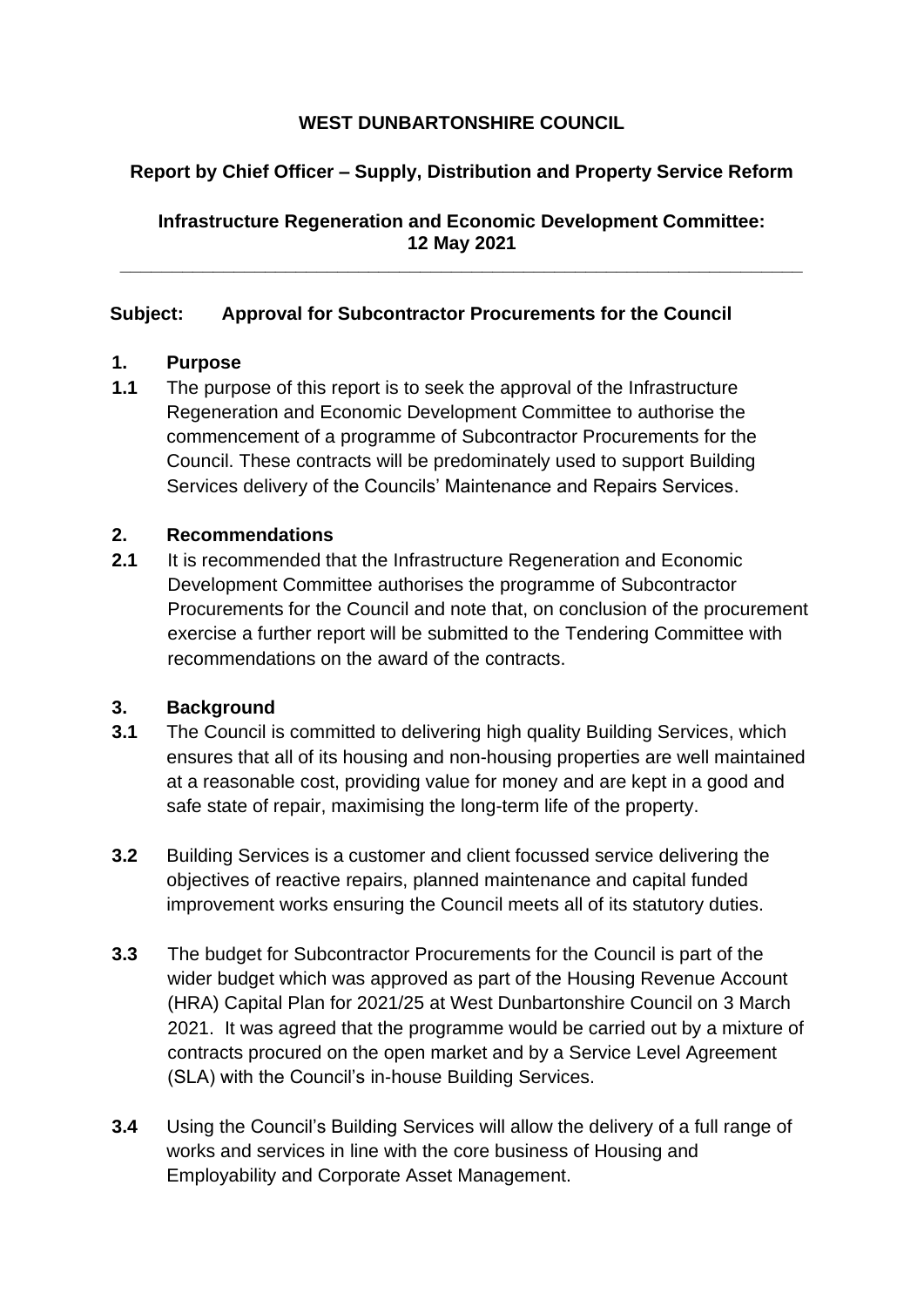**WEST DUNBARTONSHIRE COUNCIL**

**Report by Chief Officer – Supply, Distribution and Property Service Reform**

**Infrastructure Regeneration and Economic Development Committee: 12 May 2021**

---

**Subject: Approval for Subcontractor Procurements for the Council**

## 1. Purpose

**1.1** The purpose of this report is to seek the approval of the Infrastructure Regeneration and Economic Development Committee to authorise the commencement of a programme of Subcontractor Procurements for the Council. These contracts will be predominately used to support Building Services delivery of the Councils' Maintenance and Repairs Services.

## 2. Recommendations

**2.1** It is recommended that the Infrastructure Regeneration and Economic Development Committee authorises the programme of Subcontractor Procurements for the Council and note that, on conclusion of the procurement exercise a further report will be submitted to the Tendering Committee with recommendations on the award of the contracts.

## 3. Background

**3.1** The Council is committed to delivering high quality Building Services, which ensures that all of its housing and non-housing properties are well maintained at a reasonable cost, providing value for money and are kept in a good and safe state of repair, maximising the long-term life of the property.

**3.2** Building Services is a customer and client focussed service delivering the objectives of reactive repairs, planned maintenance and capital funded improvement works ensuring the Council meets all of its statutory duties.

**3.3** The budget for Subcontractor Procurements for the Council is part of the wider budget which was approved as part of the Housing Revenue Account (HRA) Capital Plan for 2021/25 at West Dunbartonshire Council on 3 March 2021. It was agreed that the programme would be carried out by a mixture of contracts procured on the open market and by a Service Level Agreement (SLA) with the Council's in-house Building Services.

**3.4** Using the Council's Building Services will allow the delivery of a full range of works and services in line with the core business of Housing and Employability and Corporate Asset Management.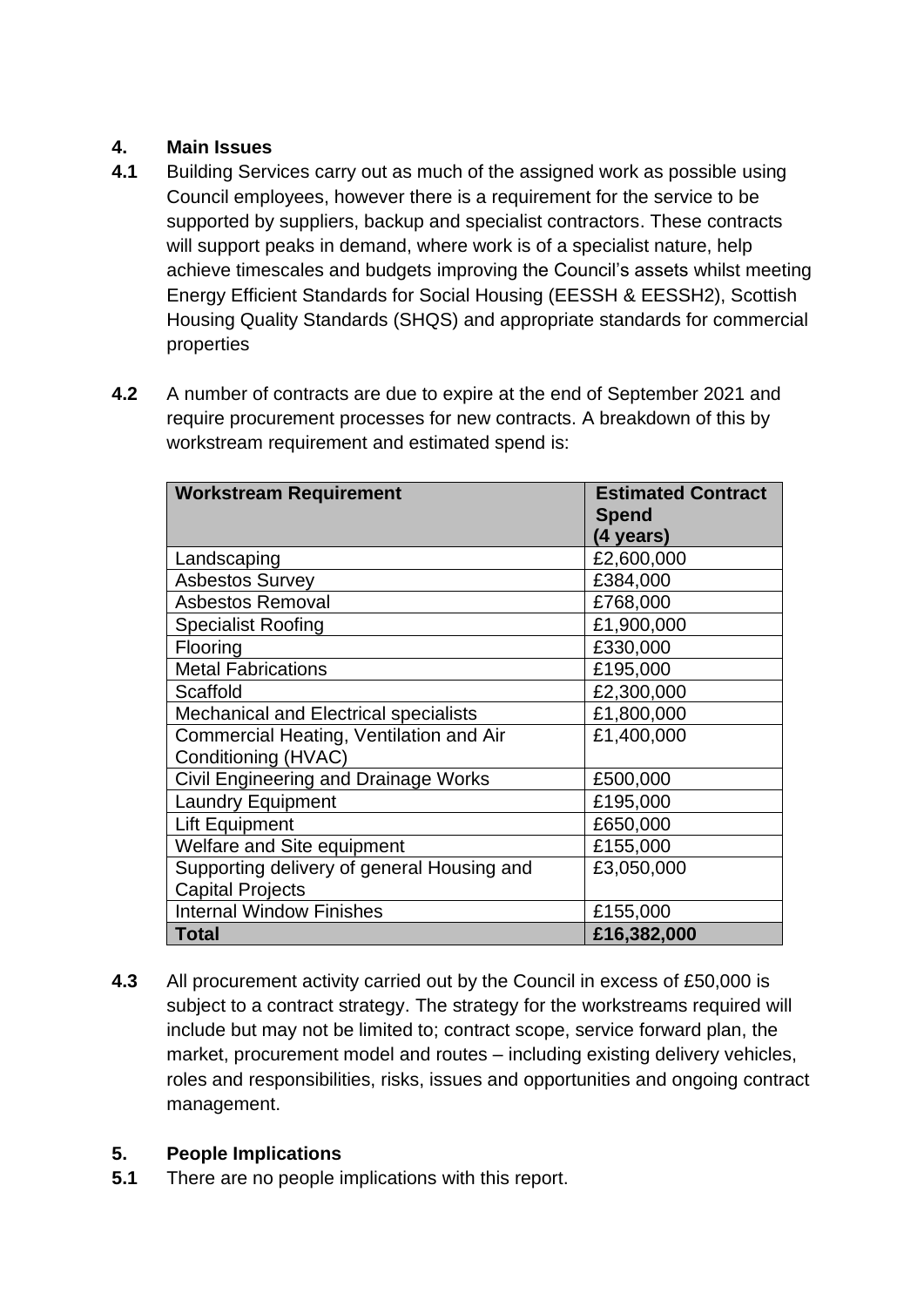## 4. Main Issues

**4.1** Building Services carry out as much of the assigned work as possible using Council employees, however there is a requirement for the service to be supported by suppliers, backup and specialist contractors. These contracts will support peaks in demand, where work is of a specialist nature, help achieve timescales and budgets improving the Council's assets whilst meeting Energy Efficient Standards for Social Housing (EESSH & EESSH2), Scottish Housing Quality Standards (SHQS) and appropriate standards for commercial properties

**4.2** A number of contracts are due to expire at the end of September 2021 and require procurement processes for new contracts. A breakdown of this by workstream requirement and estimated spend is:

| Workstream Requirement | Estimated Contract Spend (4 years) |
|---|---|
| Landscaping | £2,600,000 |
| Asbestos Survey | £384,000 |
| Asbestos Removal | £768,000 |
| Specialist Roofing | £1,900,000 |
| Flooring | £330,000 |
| Metal Fabrications | £195,000 |
| Scaffold | £2,300,000 |
| Mechanical and Electrical specialists | £1,800,000 |
| Commercial Heating, Ventilation and Air Conditioning (HVAC) | £1,400,000 |
| Civil Engineering and Drainage Works | £500,000 |
| Laundry Equipment | £195,000 |
| Lift Equipment | £650,000 |
| Welfare and Site equipment | £155,000 |
| Supporting delivery of general Housing and Capital Projects | £3,050,000 |
| Internal Window Finishes | £155,000 |
| **Total** | **£16,382,000** |

**4.3** All procurement activity carried out by the Council in excess of £50,000 is subject to a contract strategy. The strategy for the workstreams required will include but may not be limited to; contract scope, service forward plan, the market, procurement model and routes – including existing delivery vehicles, roles and responsibilities, risks, issues and opportunities and ongoing contract management.

## 5. People Implications

**5.1** There are no people implications with this report.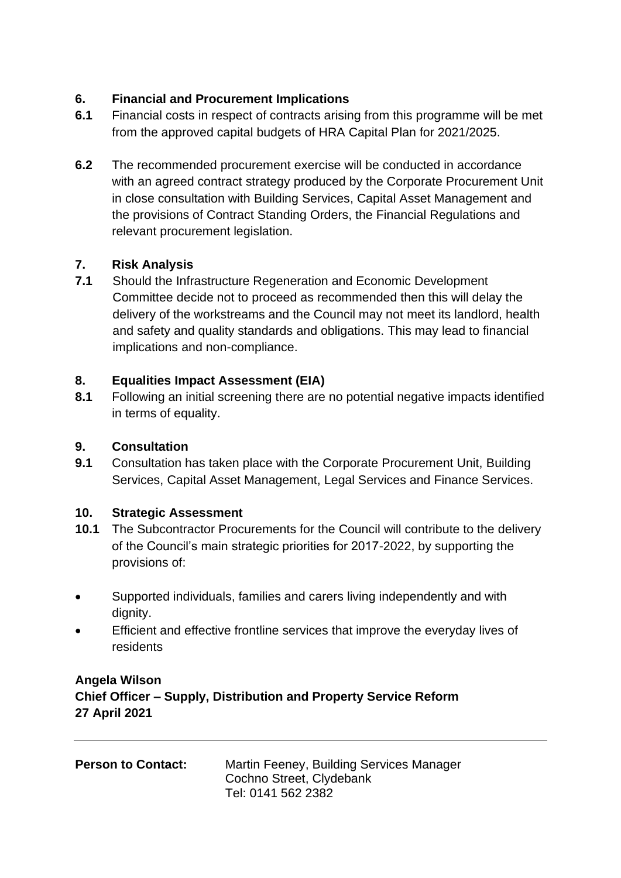## 6. Financial and Procurement Implications

**6.1** Financial costs in respect of contracts arising from this programme will be met from the approved capital budgets of HRA Capital Plan for 2021/2025.

**6.2** The recommended procurement exercise will be conducted in accordance with an agreed contract strategy produced by the Corporate Procurement Unit in close consultation with Building Services, Capital Asset Management and the provisions of Contract Standing Orders, the Financial Regulations and relevant procurement legislation.

## 7. Risk Analysis

**7.1** Should the Infrastructure Regeneration and Economic Development Committee decide not to proceed as recommended then this will delay the delivery of the workstreams and the Council may not meet its landlord, health and safety and quality standards and obligations. This may lead to financial implications and non-compliance.

## 8. Equalities Impact Assessment (EIA)

**8.1** Following an initial screening there are no potential negative impacts identified in terms of equality.

## 9. Consultation

**9.1** Consultation has taken place with the Corporate Procurement Unit, Building Services, Capital Asset Management, Legal Services and Finance Services.

## 10. Strategic Assessment

**10.1** The Subcontractor Procurements for the Council will contribute to the delivery of the Council's main strategic priorities for 2017-2022, by supporting the provisions of:

- Supported individuals, families and carers living independently and with dignity.
- Efficient and effective frontline services that improve the everyday lives of residents

**Angela Wilson**
**Chief Officer – Supply, Distribution and Property Service Reform**
**27 April 2021**

---

**Person to Contact:** Martin Feeney, Building Services Manager
Cochno Street, Clydebank
Tel: 0141 562 2382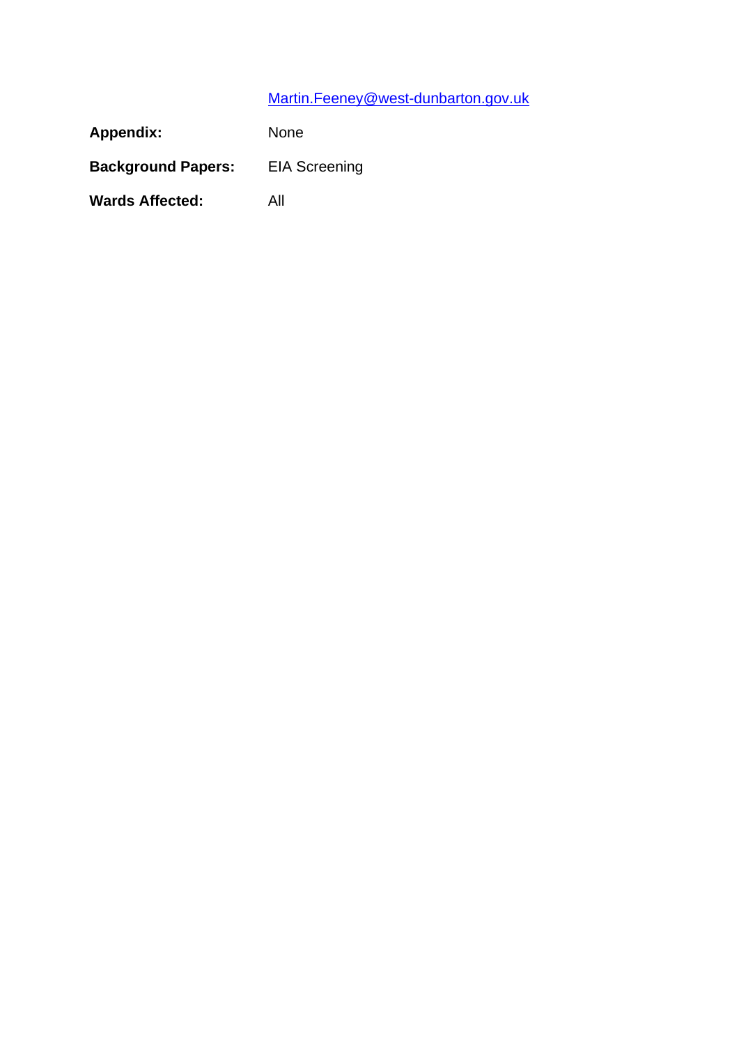Martin.Feeney@west-dunbarton.gov.uk

| | |
|---|---|
| **Appendix:** | None |
| **Background Papers:** | EIA Screening |
| **Wards Affected:** | All |